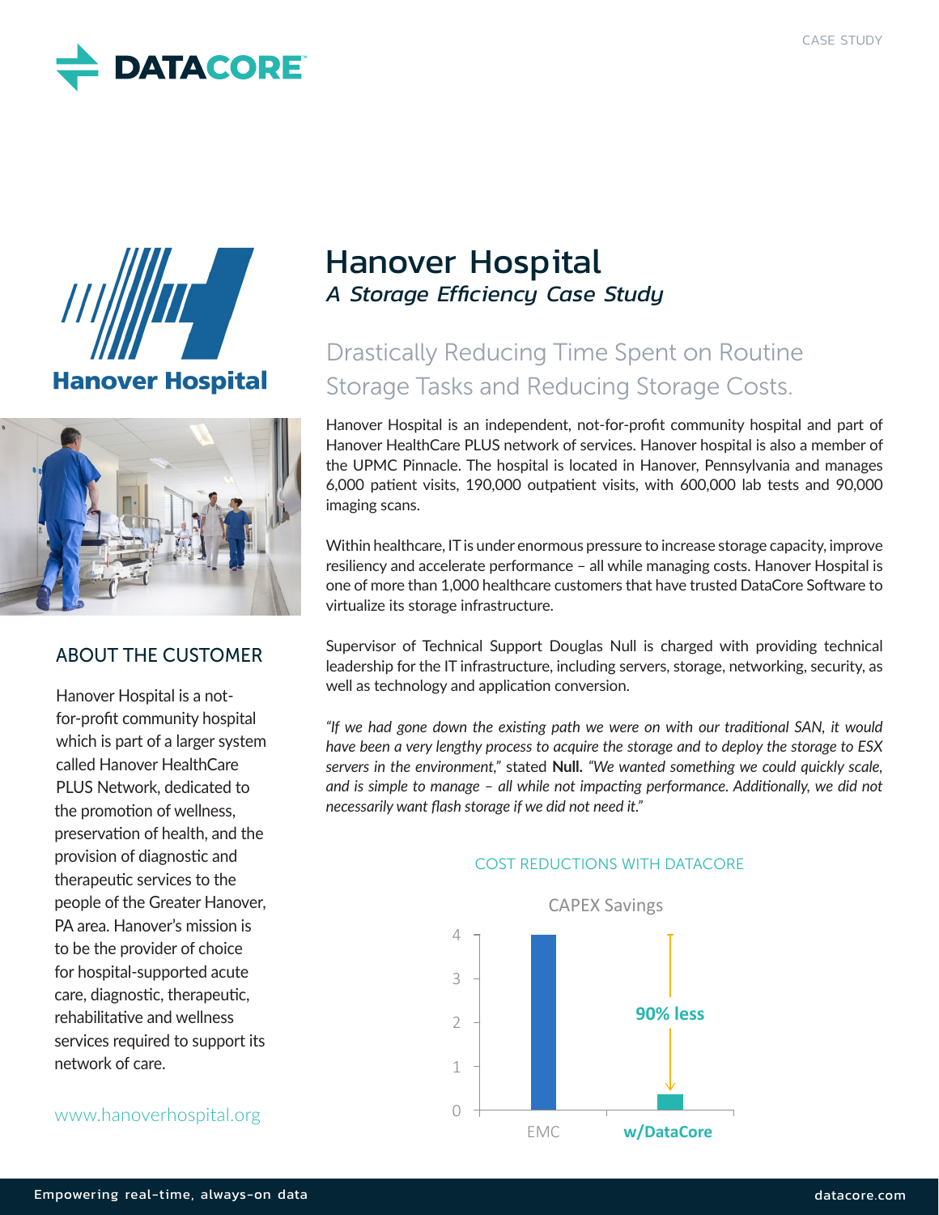CASE STUDY

# Hanover Hospital

## *A Storage Efficiency Case Study*

### Drastically Reducing Time Spent on Routine Storage Tasks and Reducing Storage Costs.

Hanover Hospital is an independent, not-for-profit community hospital and part of Hanover HealthCare PLUS network of services. Hanover hospital is also a member of the UPMC Pinnacle. The hospital is located in Hanover, Pennsylvania and manages 6,000 patient visits, 190,000 outpatient visits, with 600,000 lab tests and 90,000 imaging scans.

Within healthcare, IT is under enormous pressure to increase storage capacity, improve resiliency and accelerate performance – all while managing costs. Hanover Hospital is one of more than 1,000 healthcare customers that have trusted DataCore Software to virtualize its storage infrastructure.

Supervisor of Technical Support Douglas Null is charged with providing technical leadership for the IT infrastructure, including servers, storage, networking, security, as well as technology and application conversion.

*"If we had gone down the existing path we were on with our traditional SAN, it would have been a very lengthy process to acquire the storage and to deploy the storage to ESX servers in the environment,"* stated **Null.** *"We wanted something we could quickly scale, and is simple to manage – all while not impacting performance. Additionally, we did not necessarily want flash storage if we did not need it."*

COST REDUCTIONS WITH DATACORE

CAPEX Savings

| | EMC | w/DataCore |
|---|---|---|
| CAPEX | 4 | 90% less |

## ABOUT THE CUSTOMER

Hanover Hospital is a not-for-profit community hospital which is part of a larger system called Hanover HealthCare PLUS Network, dedicated to the promotion of wellness, preservation of health, and the provision of diagnostic and therapeutic services to the people of the Greater Hanover, PA area. Hanover's mission is to be the provider of choice for hospital-supported acute care, diagnostic, therapeutic, rehabilitative and wellness services required to support its network of care.

www.hanoverhospital.org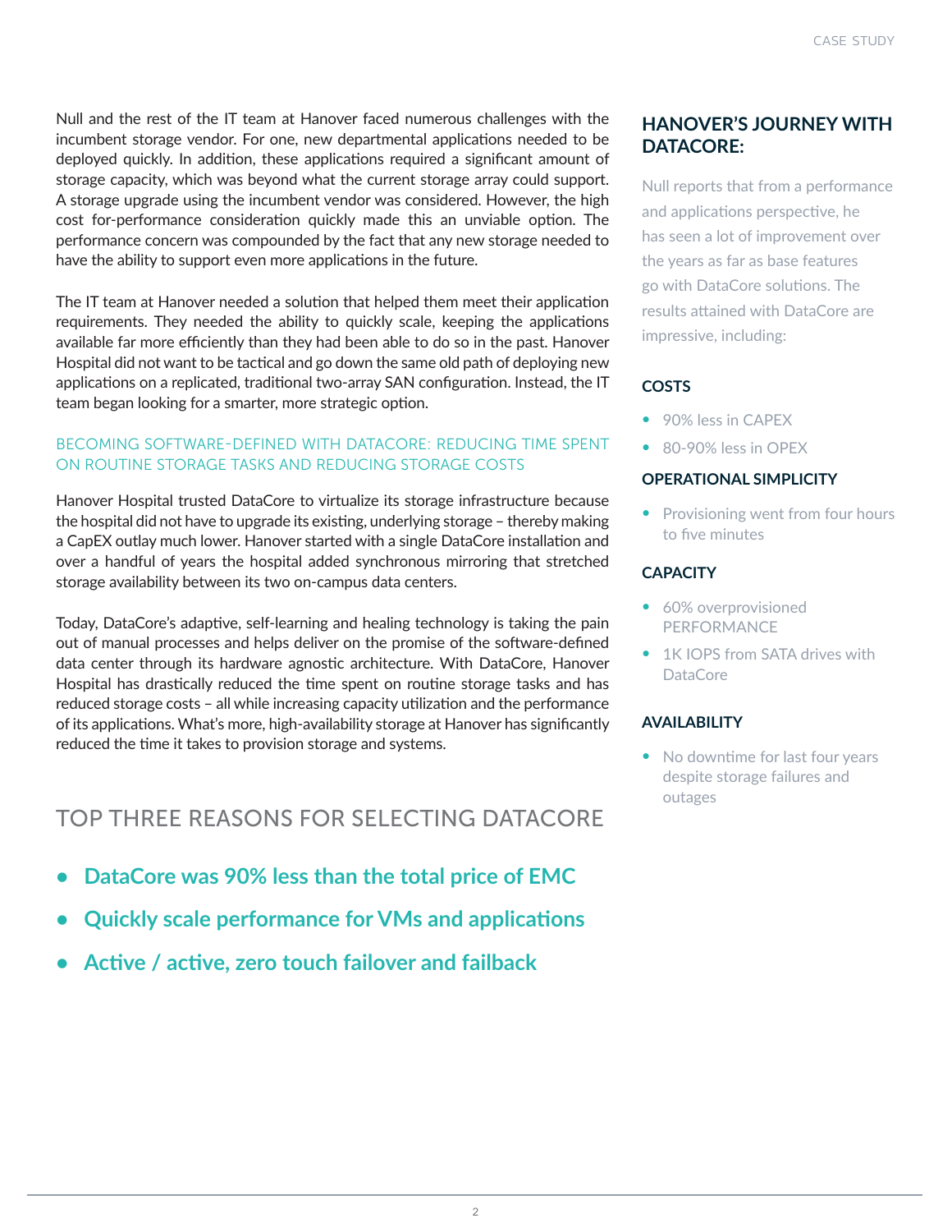Null and the rest of the IT team at Hanover faced numerous challenges with the incumbent storage vendor. For one, new departmental applications needed to be deployed quickly. In addition, these applications required a significant amount of storage capacity, which was beyond what the current storage array could support. A storage upgrade using the incumbent vendor was considered. However, the high cost for-performance consideration quickly made this an unviable option. The performance concern was compounded by the fact that any new storage needed to have the ability to support even more applications in the future.

The IT team at Hanover needed a solution that helped them meet their application requirements. They needed the ability to quickly scale, keeping the applications available far more efficiently than they had been able to do so in the past. Hanover Hospital did not want to be tactical and go down the same old path of deploying new applications on a replicated, traditional two-array SAN configuration. Instead, the IT team began looking for a smarter, more strategic option.

### BECOMING SOFTWARE-DEFINED WITH DATACORE: REDUCING TIME SPENT ON ROUTINE STORAGE TASKS AND REDUCING STORAGE COSTS

Hanover Hospital trusted DataCore to virtualize its storage infrastructure because the hospital did not have to upgrade its existing, underlying storage – thereby making a CapEX outlay much lower. Hanover started with a single DataCore installation and over a handful of years the hospital added synchronous mirroring that stretched storage availability between its two on-campus data centers.

Today, DataCore's adaptive, self-learning and healing technology is taking the pain out of manual processes and helps deliver on the promise of the software-defined data center through its hardware agnostic architecture. With DataCore, Hanover Hospital has drastically reduced the time spent on routine storage tasks and has reduced storage costs – all while increasing capacity utilization and the performance of its applications. What's more, high-availability storage at Hanover has significantly reduced the time it takes to provision storage and systems.

## TOP THREE REASONS FOR SELECTING DATACORE

- **DataCore was 90% less than the total price of EMC**
- **Quickly scale performance for VMs and applications**
- **Active / active, zero touch failover and failback**

## HANOVER'S JOURNEY WITH DATACORE:

Null reports that from a performance and applications perspective, he has seen a lot of improvement over the years as far as base features go with DataCore solutions. The results attained with DataCore are impressive, including:

### COSTS

- 90% less in CAPEX
- 80-90% less in OPEX

### OPERATIONAL SIMPLICITY

- Provisioning went from four hours to five minutes

### CAPACITY

- 60% overprovisioned PERFORMANCE
- 1K IOPS from SATA drives with DataCore

### AVAILABILITY

- No downtime for last four years despite storage failures and outages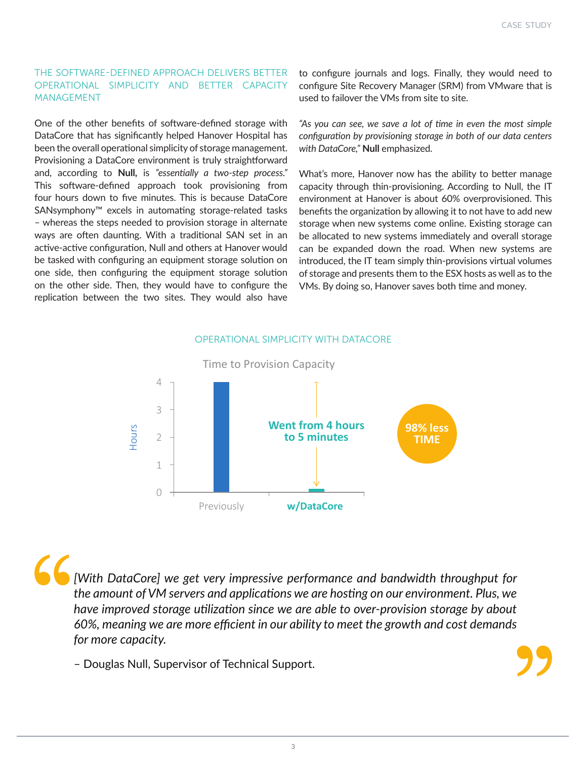## THE SOFTWARE-DEFINED APPROACH DELIVERS BETTER OPERATIONAL SIMPLICITY AND BETTER CAPACITY MANAGEMENT

One of the other benefits of software-defined storage with DataCore that has significantly helped Hanover Hospital has been the overall operational simplicity of storage management. Provisioning a DataCore environment is truly straightforward and, according to **Null,** is *"essentially a two-step process."* This software-defined approach took provisioning from four hours down to five minutes. This is because DataCore SANsymphony™ excels in automating storage-related tasks – whereas the steps needed to provision storage in alternate ways are often daunting. With a traditional SAN set in an active-active configuration, Null and others at Hanover would be tasked with configuring an equipment storage solution on one side, then configuring the equipment storage solution on the other side. Then, they would have to configure the replication between the two sites. They would also have to configure journals and logs. Finally, they would need to configure Site Recovery Manager (SRM) from VMware that is used to failover the VMs from site to site.

*"As you can see, we save a lot of time in even the most simple configuration by provisioning storage in both of our data centers with DataCore,"* **Null** emphasized.

What's more, Hanover now has the ability to better manage capacity through thin-provisioning. According to Null, the IT environment at Hanover is about 60% overprovisioned. This benefits the organization by allowing it to not have to add new storage when new systems come online. Existing storage can be allocated to new systems immediately and overall storage can be expanded down the road. When new systems are introduced, the IT team simply thin-provisions virtual volumes of storage and presents them to the ESX hosts as well as to the VMs. By doing so, Hanover saves both time and money.

### OPERATIONAL SIMPLICITY WITH DATACORE

Time to Provision Capacity

| | Hours |
|---|---|
| Previously | 4 |
| w/DataCore | 5 minutes |

**Went from 4 hours to 5 minutes**

**98% less TIME**

> *[With DataCore] we get very impressive performance and bandwidth throughput for the amount of VM servers and applications we are hosting on our environment. Plus, we have improved storage utilization since we are able to over-provision storage by about 60%, meaning we are more efficient in our ability to meet the growth and cost demands for more capacity.*
>
> – Douglas Null, Supervisor of Technical Support.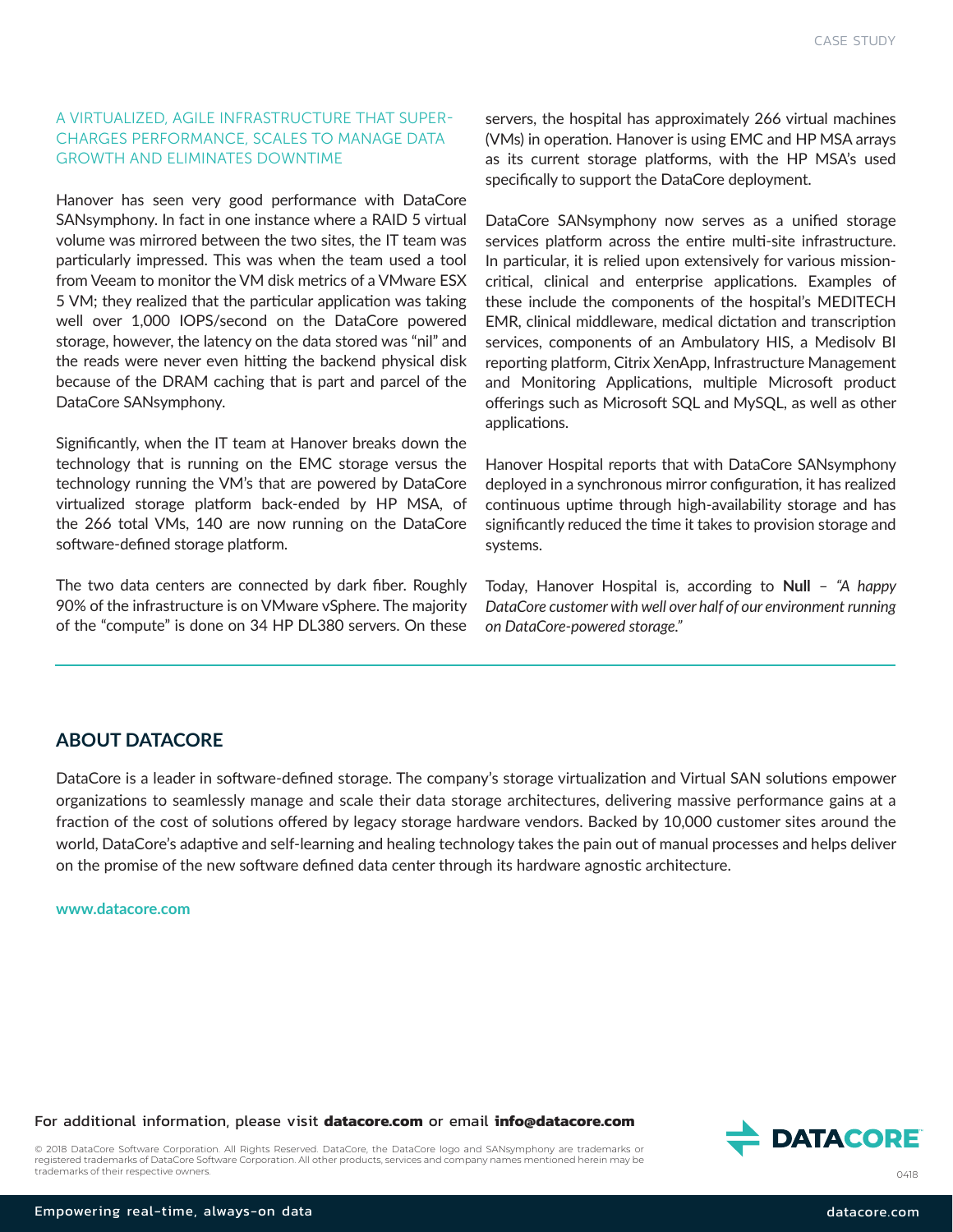## A VIRTUALIZED, AGILE INFRASTRUCTURE THAT SUPER-CHARGES PERFORMANCE, SCALES TO MANAGE DATA GROWTH AND ELIMINATES DOWNTIME

Hanover has seen very good performance with DataCore SANsymphony. In fact in one instance where a RAID 5 virtual volume was mirrored between the two sites, the IT team was particularly impressed. This was when the team used a tool from Veeam to monitor the VM disk metrics of a VMware ESX 5 VM; they realized that the particular application was taking well over 1,000 IOPS/second on the DataCore powered storage, however, the latency on the data stored was "nil" and the reads were never even hitting the backend physical disk because of the DRAM caching that is part and parcel of the DataCore SANsymphony.

Significantly, when the IT team at Hanover breaks down the technology that is running on the EMC storage versus the technology running the VM's that are powered by DataCore virtualized storage platform back-ended by HP MSA, of the 266 total VMs, 140 are now running on the DataCore software-defined storage platform.

The two data centers are connected by dark fiber. Roughly 90% of the infrastructure is on VMware vSphere. The majority of the "compute" is done on 34 HP DL380 servers. On these servers, the hospital has approximately 266 virtual machines (VMs) in operation. Hanover is using EMC and HP MSA arrays as its current storage platforms, with the HP MSA's used specifically to support the DataCore deployment.

DataCore SANsymphony now serves as a unified storage services platform across the entire multi-site infrastructure. In particular, it is relied upon extensively for various mission-critical, clinical and enterprise applications. Examples of these include the components of the hospital's MEDITECH EMR, clinical middleware, medical dictation and transcription services, components of an Ambulatory HIS, a Medisolv BI reporting platform, Citrix XenApp, Infrastructure Management and Monitoring Applications, multiple Microsoft product offerings such as Microsoft SQL and MySQL, as well as other applications.

Hanover Hospital reports that with DataCore SANsymphony deployed in a synchronous mirror configuration, it has realized continuous uptime through high-availability storage and has significantly reduced the time it takes to provision storage and systems.

Today, Hanover Hospital is, according to **Null** – *"A happy DataCore customer with well over half of our environment running on DataCore-powered storage."*

## ABOUT DATACORE

DataCore is a leader in software-defined storage. The company's storage virtualization and Virtual SAN solutions empower organizations to seamlessly manage and scale their data storage architectures, delivering massive performance gains at a fraction of the cost of solutions offered by legacy storage hardware vendors. Backed by 10,000 customer sites around the world, DataCore's adaptive and self-learning and healing technology takes the pain out of manual processes and helps deliver on the promise of the new software defined data center through its hardware agnostic architecture.

**www.datacore.com**

For additional information, please visit **datacore.com** or email **info@datacore.com**

© 2018 DataCore Software Corporation. All Rights Reserved. DataCore, the DataCore logo and SANsymphony are trademarks or registered trademarks of DataCore Software Corporation. All other products, services and company names mentioned herein may be trademarks of their respective owners.

0418

Empowering real-time, always-on data